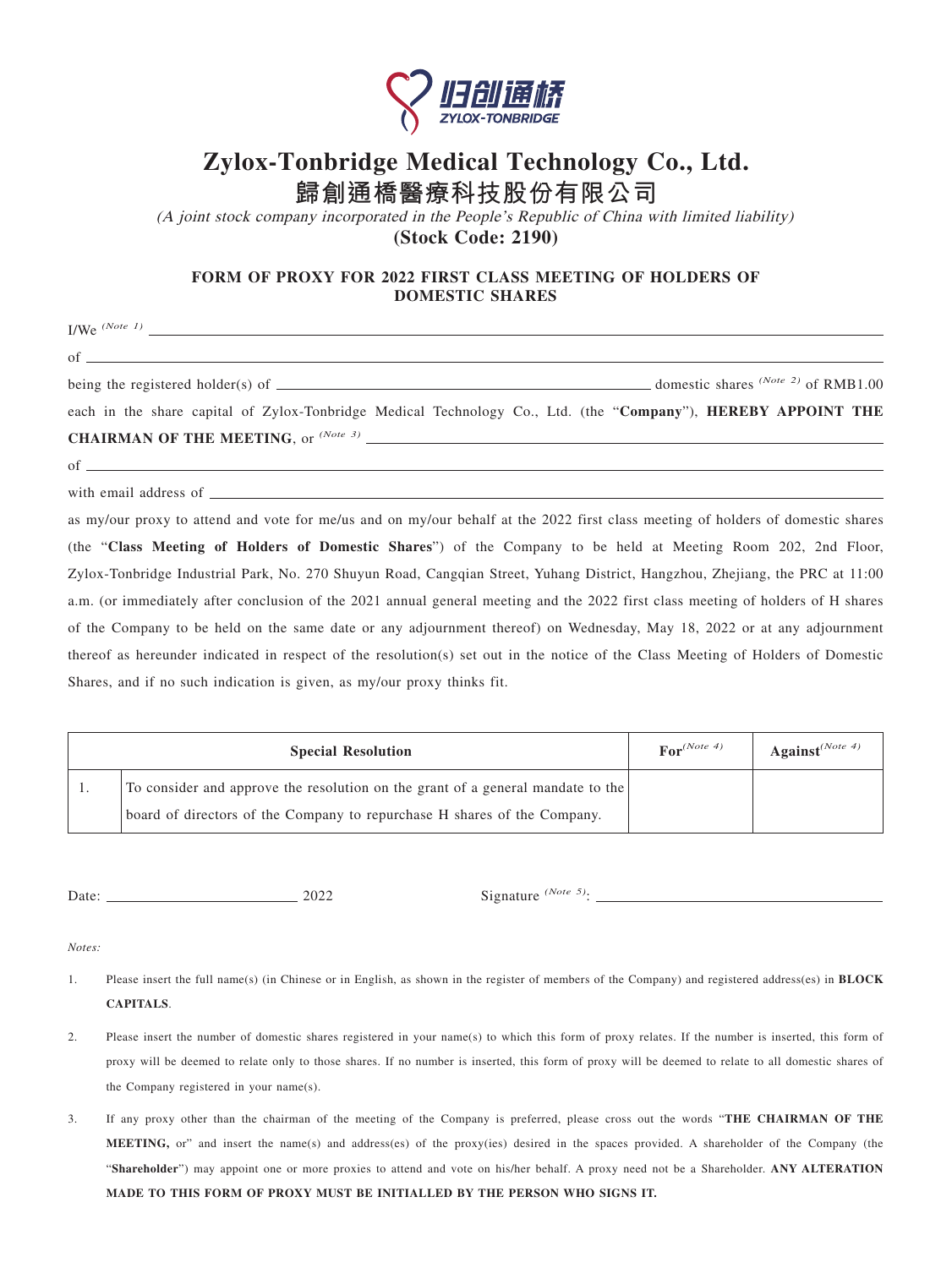# Zylox-Tonbridge Medical Technology Co., Ltd.

# 歸創通橋醫療科技股份有限公司

*(A joint stock company incorporated in the People's Republic of China with limited liability)*

**(Stock Code: 2190)**

## FORM OF PROXY FOR 2022 FIRST CLASS MEETING OF HOLDERS OF DOMESTIC SHARES

I/We (Note 1) ______________________________________________

of ______________________________________________

being the registered holder(s) of ______________________ domestic shares (Note 2) of RMB1.00 each in the share capital of Zylox-Tonbridge Medical Technology Co., Ltd. (the "**Company**"), **HEREBY APPOINT THE CHAIRMAN OF THE MEETING**, or (Note 3) ______________________________________________

of ______________________________________________

with email address of ______________________________________________

as my/our proxy to attend and vote for me/us and on my/our behalf at the 2022 first class meeting of holders of domestic shares (the "**Class Meeting of Holders of Domestic Shares**") of the Company to be held at Meeting Room 202, 2nd Floor, Zylox-Tonbridge Industrial Park, No. 270 Shuyun Road, Cangqian Street, Yuhang District, Hangzhou, Zhejiang, the PRC at 11:00 a.m. (or immediately after conclusion of the 2021 annual general meeting and the 2022 first class meeting of holders of H shares of the Company to be held on the same date or any adjournment thereof) on Wednesday, May 18, 2022 or at any adjournment thereof as hereunder indicated in respect of the resolution(s) set out in the notice of the Class Meeting of Holders of Domestic Shares, and if no such indication is given, as my/our proxy thinks fit.

| | Special Resolution | For (Note 4) | Against (Note 4) |
|---|---|---|---|
| 1. | To consider and approve the resolution on the grant of a general mandate to the board of directors of the Company to repurchase H shares of the Company. | | |

Date: ______________________ 2022 Signature (Note 5): ______________________

*Notes:*

1. Please insert the full name(s) (in Chinese or in English, as shown in the register of members of the Company) and registered address(es) in **BLOCK CAPITALS**.

2. Please insert the number of domestic shares registered in your name(s) to which this form of proxy relates. If the number is inserted, this form of proxy will be deemed to relate only to those shares. If no number is inserted, this form of proxy will be deemed to relate to all domestic shares of the Company registered in your name(s).

3. If any proxy other than the chairman of the meeting of the Company is preferred, please cross out the words "**THE CHAIRMAN OF THE MEETING,** or" and insert the name(s) and address(es) of the proxy(ies) desired in the spaces provided. A shareholder of the Company (the "**Shareholder**") may appoint one or more proxies to attend and vote on his/her behalf. A proxy need not be a Shareholder. **ANY ALTERATION MADE TO THIS FORM OF PROXY MUST BE INITIALLED BY THE PERSON WHO SIGNS IT.**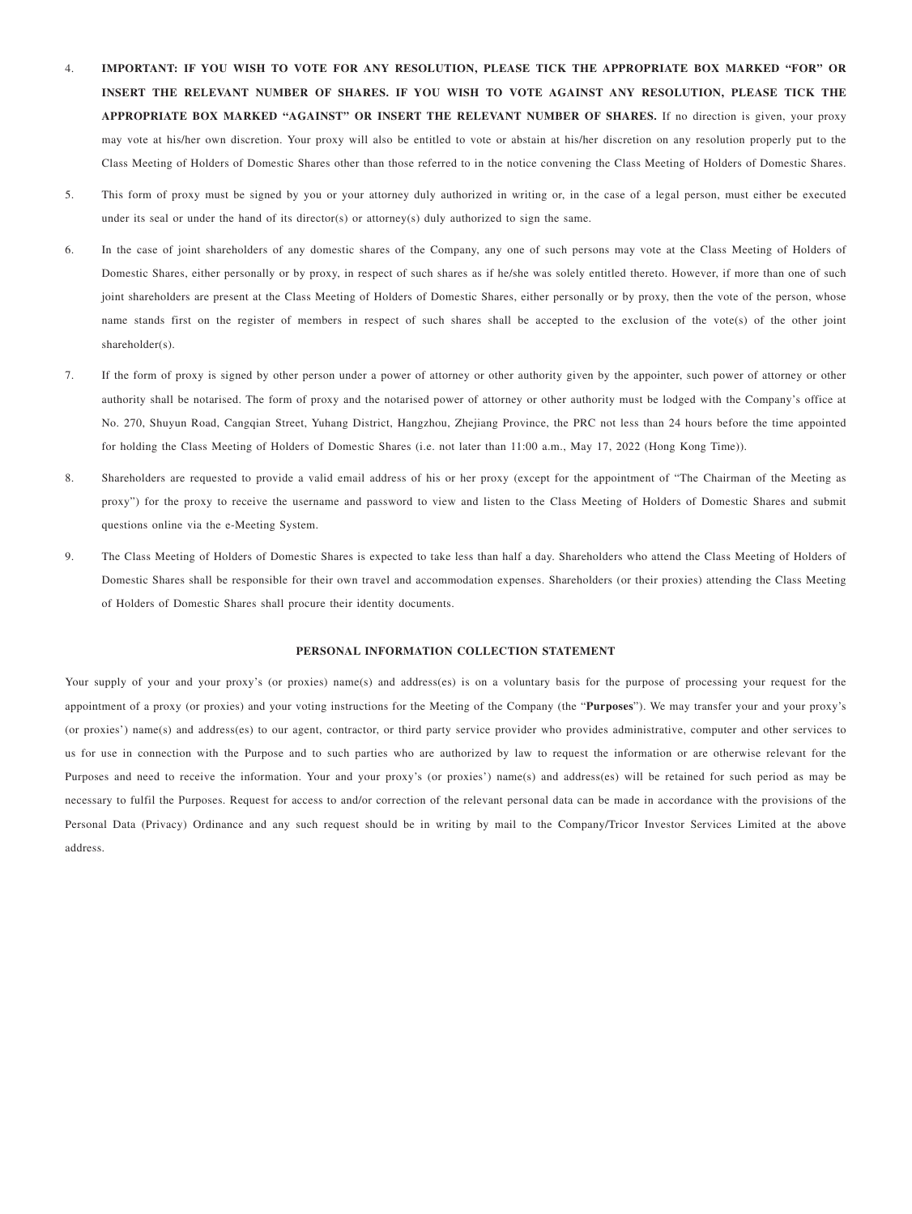4. **IMPORTANT: IF YOU WISH TO VOTE FOR ANY RESOLUTION, PLEASE TICK THE APPROPRIATE BOX MARKED "FOR" OR INSERT THE RELEVANT NUMBER OF SHARES. IF YOU WISH TO VOTE AGAINST ANY RESOLUTION, PLEASE TICK THE APPROPRIATE BOX MARKED "AGAINST" OR INSERT THE RELEVANT NUMBER OF SHARES.** If no direction is given, your proxy may vote at his/her own discretion. Your proxy will also be entitled to vote or abstain at his/her discretion on any resolution properly put to the Class Meeting of Holders of Domestic Shares other than those referred to in the notice convening the Class Meeting of Holders of Domestic Shares.

5. This form of proxy must be signed by you or your attorney duly authorized in writing or, in the case of a legal person, must either be executed under its seal or under the hand of its director(s) or attorney(s) duly authorized to sign the same.

6. In the case of joint shareholders of any domestic shares of the Company, any one of such persons may vote at the Class Meeting of Holders of Domestic Shares, either personally or by proxy, in respect of such shares as if he/she was solely entitled thereto. However, if more than one of such joint shareholders are present at the Class Meeting of Holders of Domestic Shares, either personally or by proxy, then the vote of the person, whose name stands first on the register of members in respect of such shares shall be accepted to the exclusion of the vote(s) of the other joint shareholder(s).

7. If the form of proxy is signed by other person under a power of attorney or other authority given by the appointer, such power of attorney or other authority shall be notarised. The form of proxy and the notarised power of attorney or other authority must be lodged with the Company's office at No. 270, Shuyun Road, Cangqian Street, Yuhang District, Hangzhou, Zhejiang Province, the PRC not less than 24 hours before the time appointed for holding the Class Meeting of Holders of Domestic Shares (i.e. not later than 11:00 a.m., May 17, 2022 (Hong Kong Time)).

8. Shareholders are requested to provide a valid email address of his or her proxy (except for the appointment of "The Chairman of the Meeting as proxy") for the proxy to receive the username and password to view and listen to the Class Meeting of Holders of Domestic Shares and submit questions online via the e-Meeting System.

9. The Class Meeting of Holders of Domestic Shares is expected to take less than half a day. Shareholders who attend the Class Meeting of Holders of Domestic Shares shall be responsible for their own travel and accommodation expenses. Shareholders (or their proxies) attending the Class Meeting of Holders of Domestic Shares shall procure their identity documents.

## PERSONAL INFORMATION COLLECTION STATEMENT

Your supply of your and your proxy's (or proxies) name(s) and address(es) is on a voluntary basis for the purpose of processing your request for the appointment of a proxy (or proxies) and your voting instructions for the Meeting of the Company (the "**Purposes**"). We may transfer your and your proxy's (or proxies') name(s) and address(es) to our agent, contractor, or third party service provider who provides administrative, computer and other services to us for use in connection with the Purpose and to such parties who are authorized by law to request the information or are otherwise relevant for the Purposes and need to receive the information. Your and your proxy's (or proxies') name(s) and address(es) will be retained for such period as may be necessary to fulfil the Purposes. Request for access to and/or correction of the relevant personal data can be made in accordance with the provisions of the Personal Data (Privacy) Ordinance and any such request should be in writing by mail to the Company/Tricor Investor Services Limited at the above address.